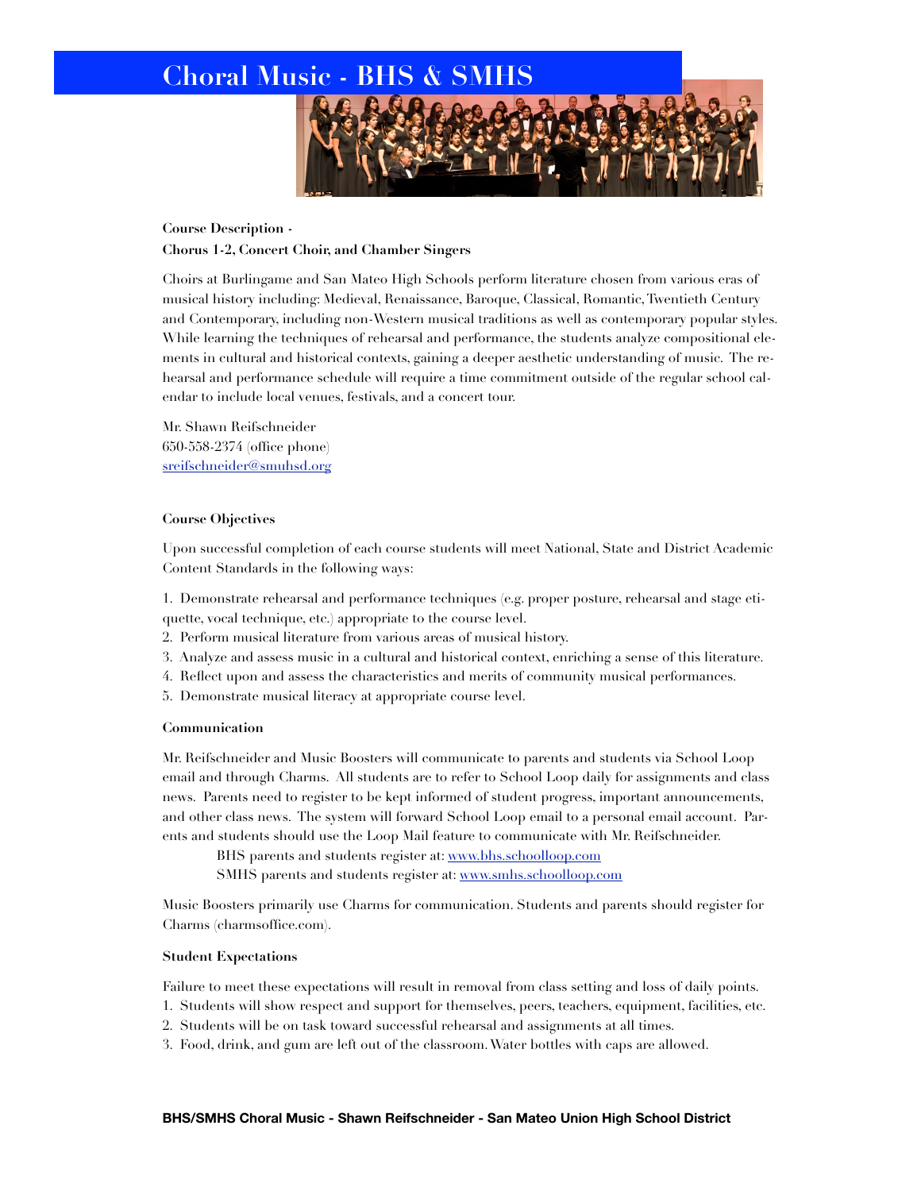# Choral Music - BHS & SMHS

**Course Description -**

**Chorus 1-2, Concert Choir, and Chamber Singers**

Choirs at Burlingame and San Mateo High Schools perform literature chosen from various eras of musical history including: Medieval, Renaissance, Baroque, Classical, Romantic, Twentieth Century and Contemporary, including non-Western musical traditions as well as contemporary popular styles. While learning the techniques of rehearsal and performance, the students analyze compositional elements in cultural and historical contexts, gaining a deeper aesthetic understanding of music. The rehearsal and performance schedule will require a time commitment outside of the regular school calendar to include local venues, festivals, and a concert tour.

Mr. Shawn Reifschneider
650-558-2374 (office phone)
sreifschneider@smuhsd.org

**Course Objectives**

Upon successful completion of each course students will meet National, State and District Academic Content Standards in the following ways:

1. Demonstrate rehearsal and performance techniques (e.g. proper posture, rehearsal and stage etiquette, vocal technique, etc.) appropriate to the course level.
2. Perform musical literature from various areas of musical history.
3. Analyze and assess music in a cultural and historical context, enriching a sense of this literature.
4. Reflect upon and assess the characteristics and merits of community musical performances.
5. Demonstrate musical literacy at appropriate course level.

**Communication**

Mr. Reifschneider and Music Boosters will communicate to parents and students via School Loop email and through Charms. All students are to refer to School Loop daily for assignments and class news. Parents need to register to be kept informed of student progress, important announcements, and other class news. The system will forward School Loop email to a personal email account. Parents and students should use the Loop Mail feature to communicate with Mr. Reifschneider.

BHS parents and students register at: www.bhs.schoolloop.com
SMHS parents and students register at: www.smhs.schoolloop.com

Music Boosters primarily use Charms for communication. Students and parents should register for Charms (charmsoffice.com).

**Student Expectations**

Failure to meet these expectations will result in removal from class setting and loss of daily points.

1. Students will show respect and support for themselves, peers, teachers, equipment, facilities, etc.
2. Students will be on task toward successful rehearsal and assignments at all times.
3. Food, drink, and gum are left out of the classroom. Water bottles with caps are allowed.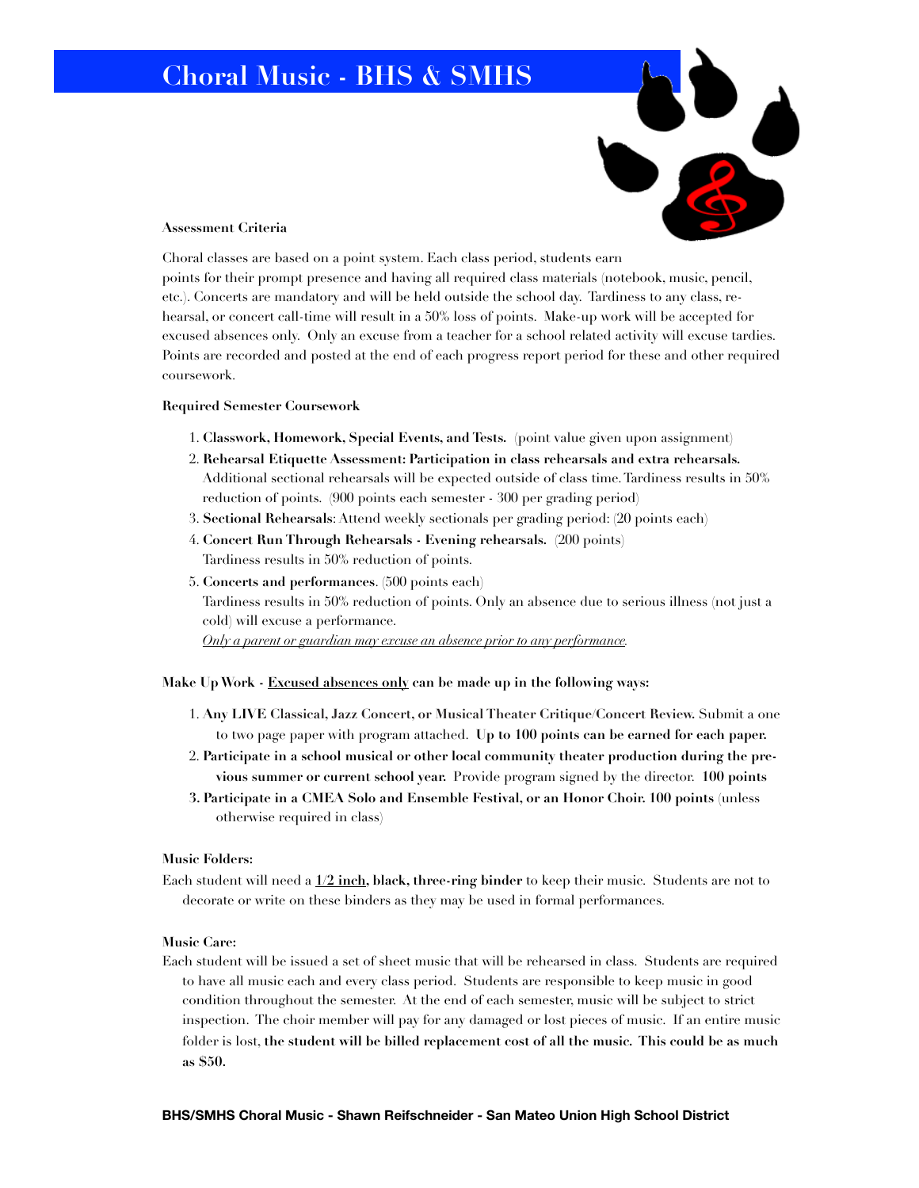# Choral Music - BHS & SMHS

**Assessment Criteria**

Choral classes are based on a point system. Each class period, students earn points for their prompt presence and having all required class materials (notebook, music, pencil, etc.). Concerts are mandatory and will be held outside the school day. Tardiness to any class, rehearsal, or concert call-time will result in a 50% loss of points. Make-up work will be accepted for excused absences only. Only an excuse from a teacher for a school related activity will excuse tardies. Points are recorded and posted at the end of each progress report period for these and other required coursework.

**Required Semester Coursework**

1. **Classwork, Homework, Special Events, and Tests.** (point value given upon assignment)
2. **Rehearsal Etiquette Assessment: Participation in class rehearsals and extra rehearsals.** Additional sectional rehearsals will be expected outside of class time. Tardiness results in 50% reduction of points. (900 points each semester - 300 per grading period)
3. **Sectional Rehearsals**: Attend weekly sectionals per grading period: (20 points each)
4. **Concert Run Through Rehearsals - Evening rehearsals.** (200 points) Tardiness results in 50% reduction of points.
5. **Concerts and performances**. (500 points each) Tardiness results in 50% reduction of points. Only an absence due to serious illness (not just a cold) will excuse a performance.
   *Only a parent or guardian may excuse an absence prior to any performance.*

**Make Up Work - Excused absences only can be made up in the following ways:**

1. **Any LIVE Classical, Jazz Concert, or Musical Theater Critique/Concert Review.** Submit a one to two page paper with program attached. **Up to 100 points can be earned for each paper.**
2. **Participate in a school musical or other local community theater production during the previous summer or current school year.** Provide program signed by the director. **100 points**
3. **Participate in a CMEA Solo and Ensemble Festival, or an Honor Choir. 100 points** (unless otherwise required in class)

**Music Folders:**

Each student will need a **1/2 inch, black, three-ring binder** to keep their music. Students are not to decorate or write on these binders as they may be used in formal performances.

**Music Care:**

Each student will be issued a set of sheet music that will be rehearsed in class. Students are required to have all music each and every class period. Students are responsible to keep music in good condition throughout the semester. At the end of each semester, music will be subject to strict inspection. The choir member will pay for any damaged or lost pieces of music. If an entire music folder is lost, **the student will be billed replacement cost of all the music. This could be as much as $50.**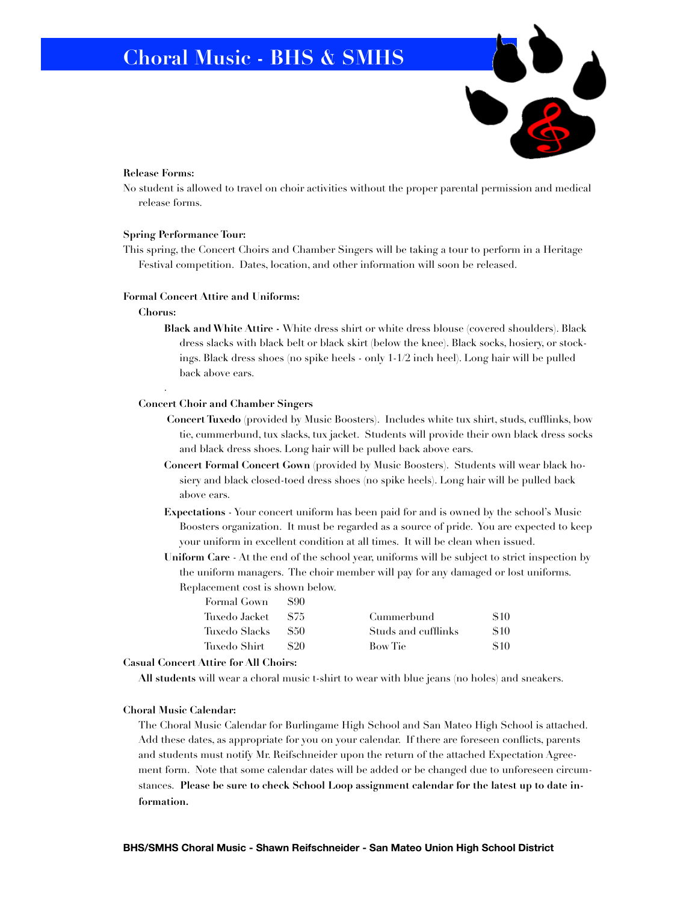# Choral Music - BHS & SMHS

**Release Forms:**

No student is allowed to travel on choir activities without the proper parental permission and medical release forms.

**Spring Performance Tour:**

This spring, the Concert Choirs and Chamber Singers will be taking a tour to perform in a Heritage Festival competition. Dates, location, and other information will soon be released.

**Formal Concert Attire and Uniforms:**

**Chorus:**

**Black and White Attire** - White dress shirt or white dress blouse (covered shoulders). Black dress slacks with black belt or black skirt (below the knee). Black socks, hosiery, or stockings. Black dress shoes (no spike heels - only 1-1/2 inch heel). Long hair will be pulled back above ears.

**Concert Choir and Chamber Singers**

**Concert Tuxedo** (provided by Music Boosters). Includes white tux shirt, studs, cufflinks, bow tie, cummerbund, tux slacks, tux jacket. Students will provide their own black dress socks and black dress shoes. Long hair will be pulled back above ears.

**Concert Formal Concert Gown** (provided by Music Boosters). Students will wear black hosiery and black closed-toed dress shoes (no spike heels). Long hair will be pulled back above ears.

**Expectations** - Your concert uniform has been paid for and is owned by the school's Music Boosters organization. It must be regarded as a source of pride. You are expected to keep your uniform in excellent condition at all times. It will be clean when issued.

**Uniform Care** - At the end of the school year, uniforms will be subject to strict inspection by the uniform managers. The choir member will pay for any damaged or lost uniforms. Replacement cost is shown below.

| Item | Cost | Item | Cost |
|---|---|---|---|
| Formal Gown | $90 | | |
| Tuxedo Jacket | $75 | Cummerbund | $10 |
| Tuxedo Slacks | $50 | Studs and cufflinks | $10 |
| Tuxedo Shirt | $20 | Bow Tie | $10 |

**Casual Concert Attire for All Choirs:**

**All students** will wear a choral music t-shirt to wear with blue jeans (no holes) and sneakers.

**Choral Music Calendar:**

The Choral Music Calendar for Burlingame High School and San Mateo High School is attached. Add these dates, as appropriate for you on your calendar. If there are foreseen conflicts, parents and students must notify Mr. Reifschneider upon the return of the attached Expectation Agreement form. Note that some calendar dates will be added or be changed due to unforeseen circumstances. **Please be sure to check School Loop assignment calendar for the latest up to date information.**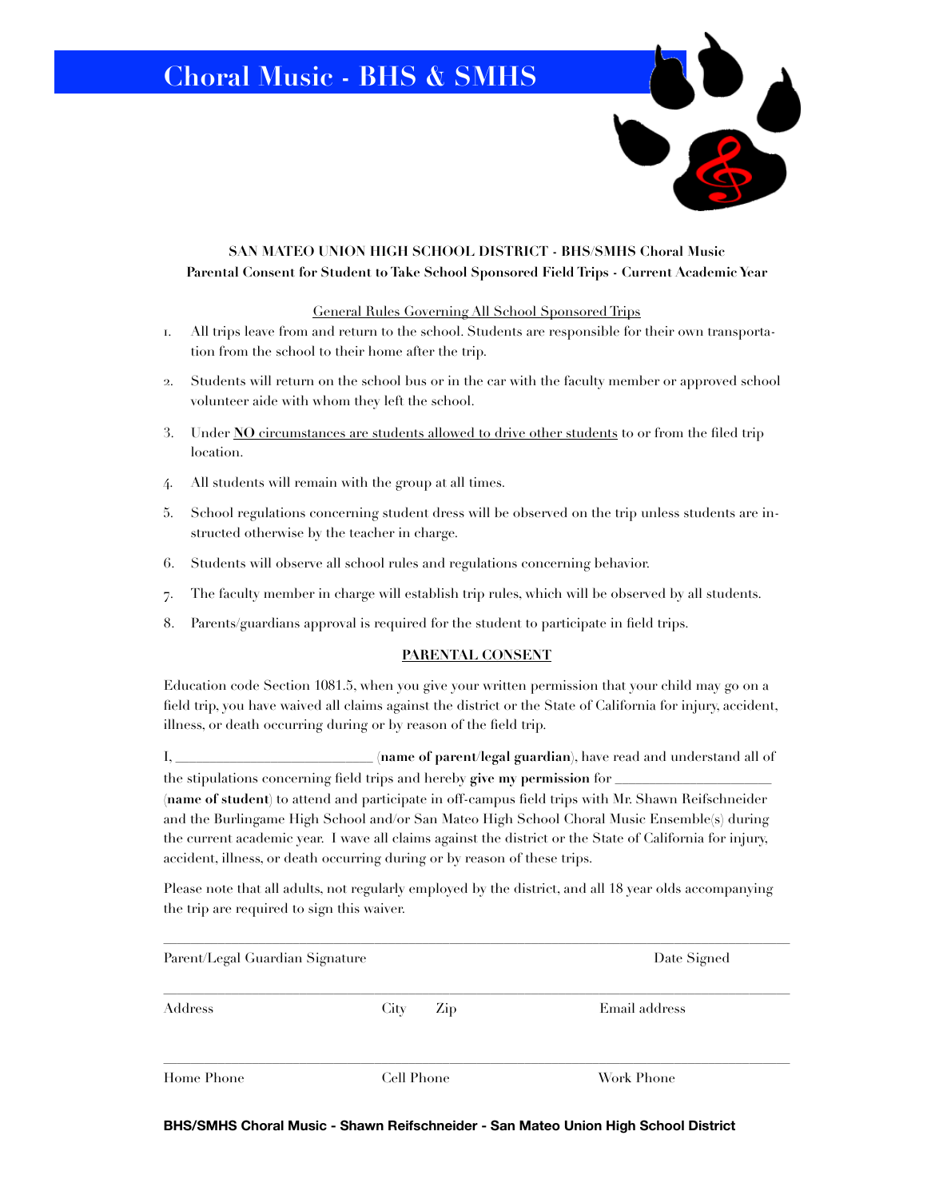# Choral Music - BHS & SMHS

**SAN MATEO UNION HIGH SCHOOL DISTRICT - BHS/SMHS Choral Music**
**Parental Consent for Student to Take School Sponsored Field Trips - Current Academic Year**

<u>General Rules Governing All School Sponsored Trips</u>

1. All trips leave from and return to the school. Students are responsible for their own transportation from the school to their home after the trip.
2. Students will return on the school bus or in the car with the faculty member or approved school volunteer aide with whom they left the school.
3. Under <u>**NO** circumstances are students allowed to drive other students</u> to or from the filed trip location.
4. All students will remain with the group at all times.
5. School regulations concerning student dress will be observed on the trip unless students are instructed otherwise by the teacher in charge.
6. Students will observe all school rules and regulations concerning behavior.
7. The faculty member in charge will establish trip rules, which will be observed by all students.
8. Parents/guardians approval is required for the student to participate in field trips.

**<u>PARENTAL CONSENT</u>**

Education code Section 1081.5, when you give your written permission that your child may go on a field trip, you have waived all claims against the district or the State of California for injury, accident, illness, or death occurring during or by reason of the field trip.

I, ___________________________ (**name of parent/legal guardian**), have read and understand all of the stipulations concerning field trips and hereby **give my permission** for ______________________ (**name of student**) to attend and participate in off-campus field trips with Mr. Shawn Reifschneider and the Burlingame High School and/or San Mateo High School Choral Music Ensemble(s) during the current academic year. I wave all claims against the district or the State of California for injury, accident, illness, or death occurring during or by reason of these trips.

Please note that all adults, not regularly employed by the district, and all 18 year olds accompanying the trip are required to sign this waiver.

______________________________________________________________________

Parent/Legal Guardian Signature                                        Date Signed

______________________________________________________________________

Address                  City      Zip                  Email address

______________________________________________________________________

Home Phone                  Cell Phone                  Work Phone

**BHS/SMHS Choral Music - Shawn Reifschneider - San Mateo Union High School District**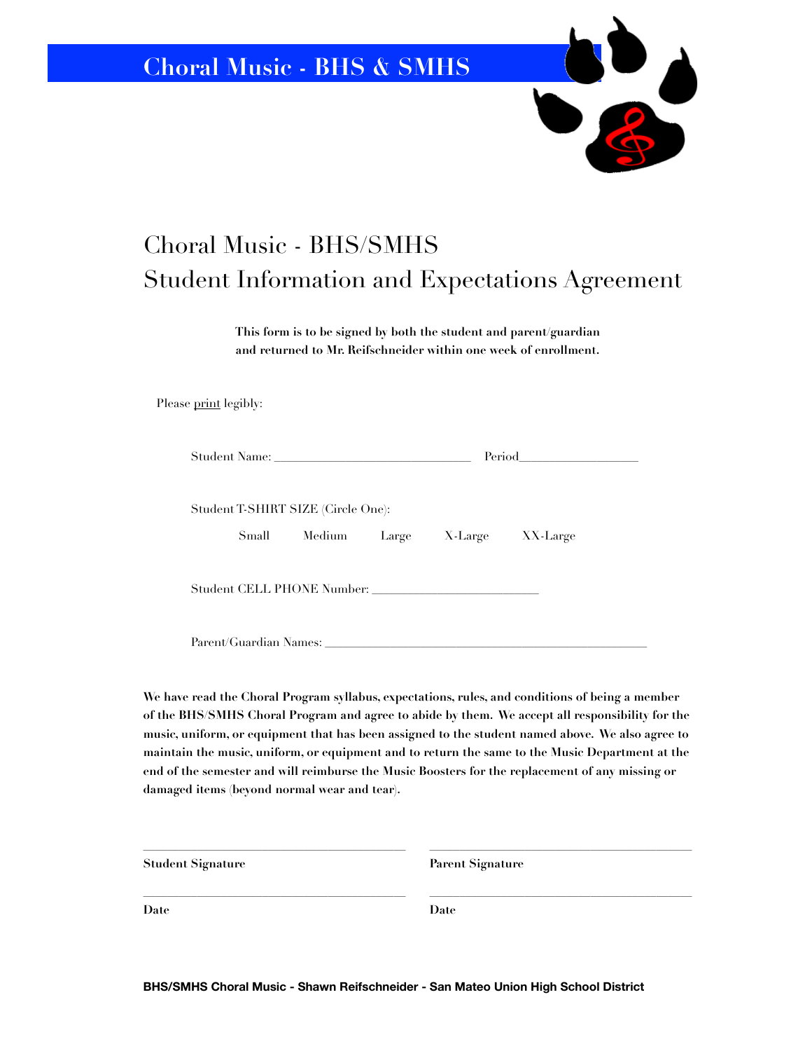# Choral Music - BHS & SMHS

# Choral Music - BHS/SMHS
# Student Information and Expectations Agreement

**This form is to be signed by both the student and parent/guardian and returned to Mr. Reifschneider within one week of enrollment.**

Please print legibly:

Student Name: ________________________________ Period____________________

Student T-SHIRT SIZE (Circle One):

Small Medium Large X-Large XX-Large

Student CELL PHONE Number: ___________________________

Parent/Guardian Names: ____________________________________________________

**We have read the Choral Program syllabus, expectations, rules, and conditions of being a member of the BHS/SMHS Choral Program and agree to abide by them. We accept all responsibility for the music, uniform, or equipment that has been assigned to the student named above. We also agree to maintain the music, uniform, or equipment and to return the same to the Music Department at the end of the semester and will reimburse the Music Boosters for the replacement of any missing or damaged items (beyond normal wear and tear).**

____________________________________________ ____________________________________________

**Student Signature** **Parent Signature**

____________________________________________ ____________________________________________

**Date** **Date**

**BHS/SMHS Choral Music - Shawn Reifschneider - San Mateo Union High School District**